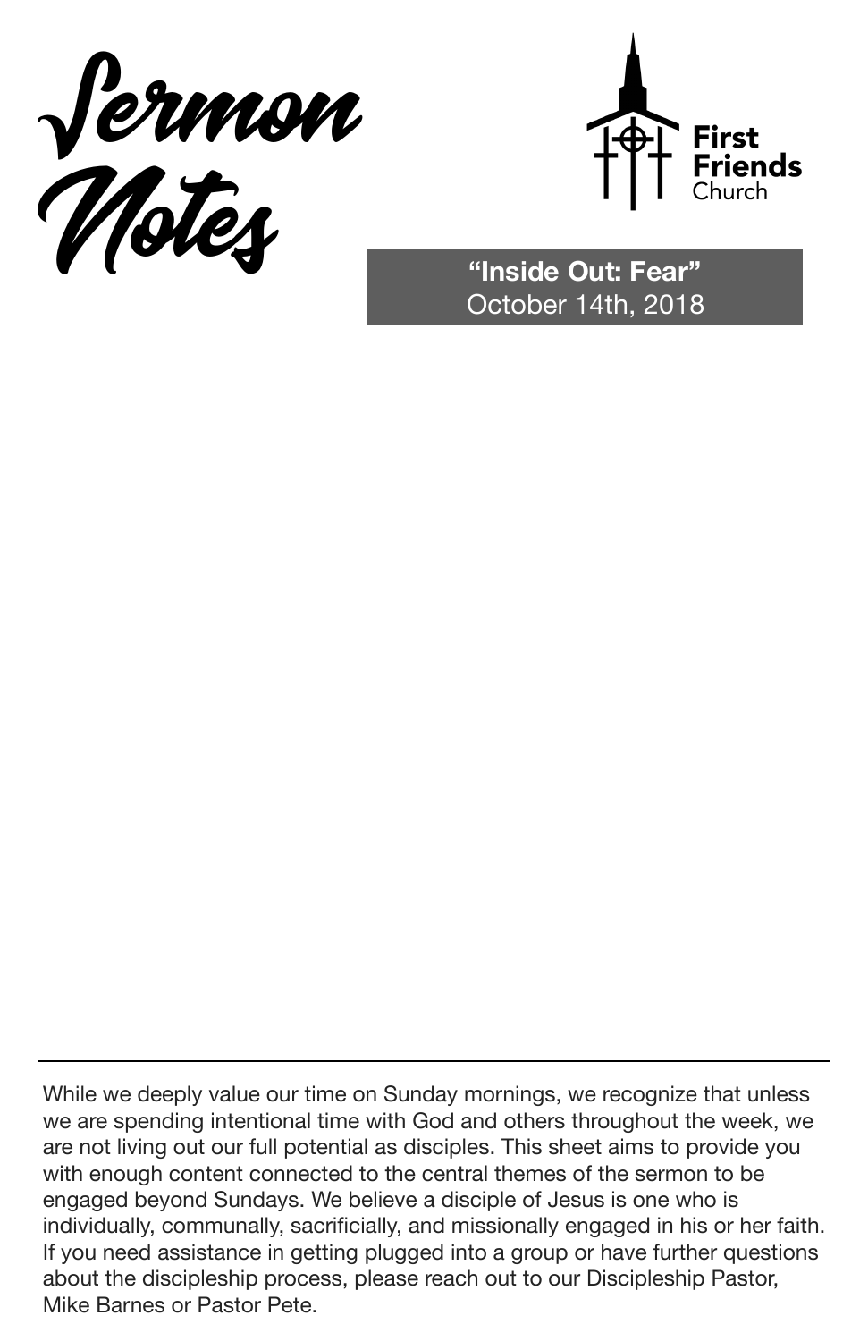# Sermon Notes

**First Friends** Church

**"Inside Out: Fear"**
October 14th, 2018

---

While we deeply value our time on Sunday mornings, we recognize that unless we are spending intentional time with God and others throughout the week, we are not living out our full potential as disciples. This sheet aims to provide you with enough content connected to the central themes of the sermon to be engaged beyond Sundays. We believe a disciple of Jesus is one who is individually, communally, sacrificially, and missionally engaged in his or her faith. If you need assistance in getting plugged into a group or have further questions about the discipleship process, please reach out to our Discipleship Pastor, Mike Barnes or Pastor Pete.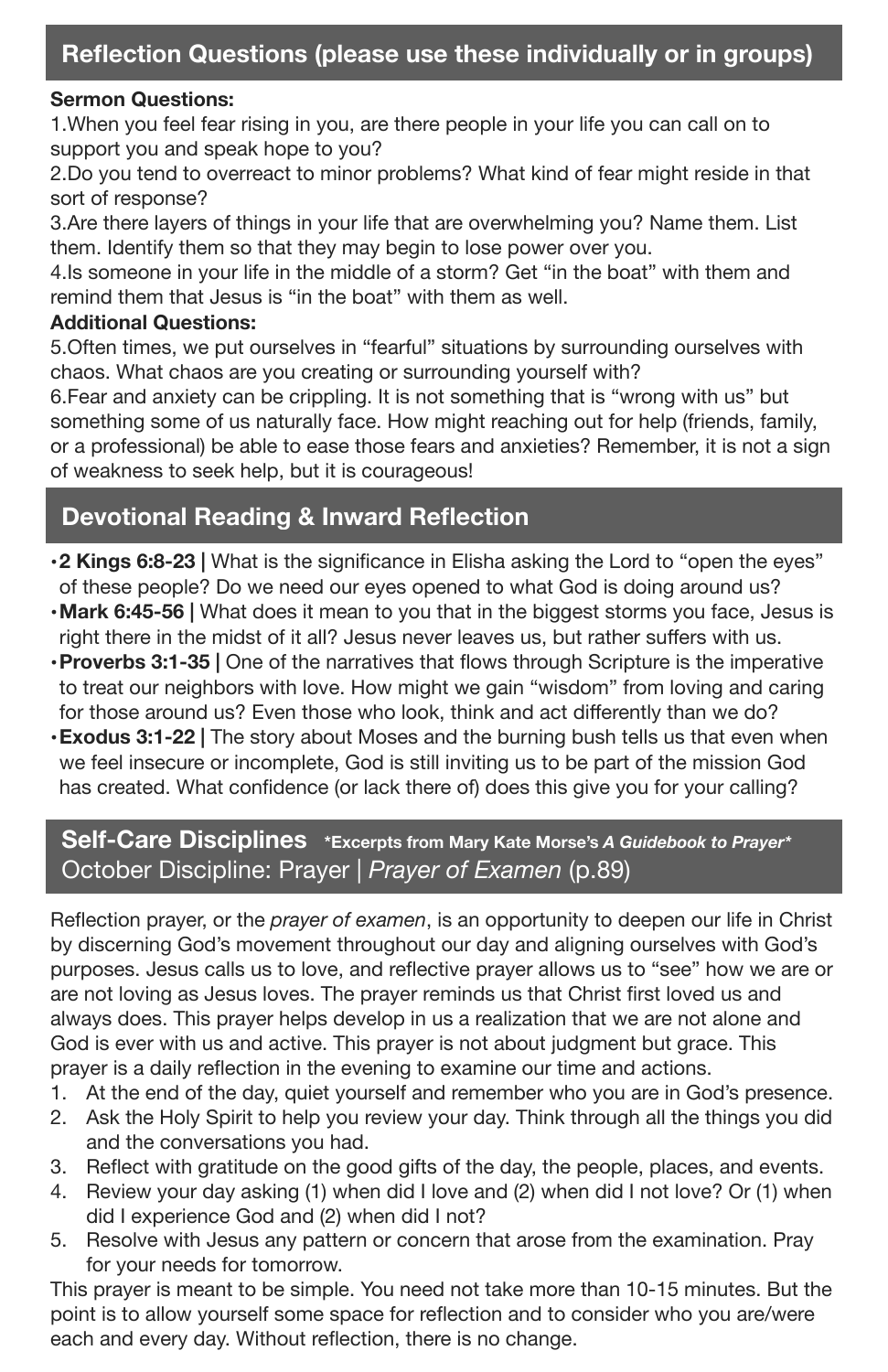## Reflection Questions (please use these individually or in groups)

**Sermon Questions:**

1.When you feel fear rising in you, are there people in your life you can call on to support you and speak hope to you?

2.Do you tend to overreact to minor problems? What kind of fear might reside in that sort of response?

3.Are there layers of things in your life that are overwhelming you? Name them. List them. Identify them so that they may begin to lose power over you.

4.Is someone in your life in the middle of a storm? Get "in the boat" with them and remind them that Jesus is "in the boat" with them as well.

**Additional Questions:**

5.Often times, we put ourselves in "fearful" situations by surrounding ourselves with chaos. What chaos are you creating or surrounding yourself with?

6.Fear and anxiety can be crippling. It is not something that is "wrong with us" but something some of us naturally face. How might reaching out for help (friends, family, or a professional) be able to ease those fears and anxieties? Remember, it is not a sign of weakness to seek help, but it is courageous!

## Devotional Reading & Inward Reflection

- **2 Kings 6:8-23 |** What is the significance in Elisha asking the Lord to "open the eyes" of these people? Do we need our eyes opened to what God is doing around us?
- **Mark 6:45-56 |** What does it mean to you that in the biggest storms you face, Jesus is right there in the midst of it all? Jesus never leaves us, but rather suffers with us.
- **Proverbs 3:1-35 |** One of the narratives that flows through Scripture is the imperative to treat our neighbors with love. How might we gain "wisdom" from loving and caring for those around us? Even those who look, think and act differently than we do?
- **Exodus 3:1-22 |** The story about Moses and the burning bush tells us that even when we feel insecure or incomplete, God is still inviting us to be part of the mission God has created. What confidence (or lack there of) does this give you for your calling?

## Self-Care Disciplines **\*Excerpts from Mary Kate Morse's *A Guidebook to Prayer*\***

October Discipline: Prayer | *Prayer of Examen* (p.89)

Reflection prayer, or the *prayer of examen*, is an opportunity to deepen our life in Christ by discerning God's movement throughout our day and aligning ourselves with God's purposes. Jesus calls us to love, and reflective prayer allows us to "see" how we are or are not loving as Jesus loves. The prayer reminds us that Christ first loved us and always does. This prayer helps develop in us a realization that we are not alone and God is ever with us and active. This prayer is not about judgment but grace. This prayer is a daily reflection in the evening to examine our time and actions.

1. At the end of the day, quiet yourself and remember who you are in God's presence.
2. Ask the Holy Spirit to help you review your day. Think through all the things you did and the conversations you had.
3. Reflect with gratitude on the good gifts of the day, the people, places, and events.
4. Review your day asking (1) when did I love and (2) when did I not love? Or (1) when did I experience God and (2) when did I not?
5. Resolve with Jesus any pattern or concern that arose from the examination. Pray for your needs for tomorrow.

This prayer is meant to be simple. You need not take more than 10-15 minutes. But the point is to allow yourself some space for reflection and to consider who you are/were each and every day. Without reflection, there is no change.